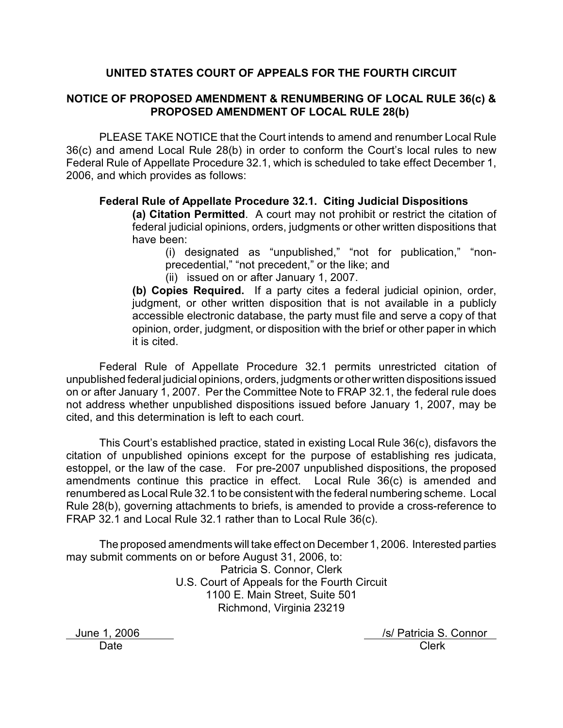**UNITED STATES COURT OF APPEALS FOR THE FOURTH CIRCUIT**

**NOTICE OF PROPOSED AMENDMENT & RENUMBERING OF LOCAL RULE 36(c) & PROPOSED AMENDMENT OF LOCAL RULE 28(b)**

PLEASE TAKE NOTICE that the Court intends to amend and renumber Local Rule 36(c) and amend Local Rule 28(b) in order to conform the Court's local rules to new Federal Rule of Appellate Procedure 32.1, which is scheduled to take effect December 1, 2006, and which provides as follows:

> **Federal Rule of Appellate Procedure 32.1. Citing Judicial Dispositions**
>
> **(a) Citation Permitted**. A court may not prohibit or restrict the citation of federal judicial opinions, orders, judgments or other written dispositions that have been:
>
> (i) designated as "unpublished," "not for publication," "non-precedential," "not precedent," or the like; and
>
> (ii) issued on or after January 1, 2007.
>
> **(b) Copies Required.** If a party cites a federal judicial opinion, order, judgment, or other written disposition that is not available in a publicly accessible electronic database, the party must file and serve a copy of that opinion, order, judgment, or disposition with the brief or other paper in which it is cited.

Federal Rule of Appellate Procedure 32.1 permits unrestricted citation of unpublished federal judicial opinions, orders, judgments or other written dispositions issued on or after January 1, 2007. Per the Committee Note to FRAP 32.1, the federal rule does not address whether unpublished dispositions issued before January 1, 2007, may be cited, and this determination is left to each court.

This Court's established practice, stated in existing Local Rule 36(c), disfavors the citation of unpublished opinions except for the purpose of establishing res judicata, estoppel, or the law of the case. For pre-2007 unpublished dispositions, the proposed amendments continue this practice in effect. Local Rule 36(c) is amended and renumbered as Local Rule 32.1 to be consistent with the federal numbering scheme. Local Rule 28(b), governing attachments to briefs, is amended to provide a cross-reference to FRAP 32.1 and Local Rule 32.1 rather than to Local Rule 36(c).

The proposed amendments will take effect on December 1, 2006. Interested parties may submit comments on or before August 31, 2006, to:

Patricia S. Connor, Clerk
U.S. Court of Appeals for the Fourth Circuit
1100 E. Main Street, Suite 501
Richmond, Virginia 23219

June 1, 2006
Date

/s/ Patricia S. Connor
Clerk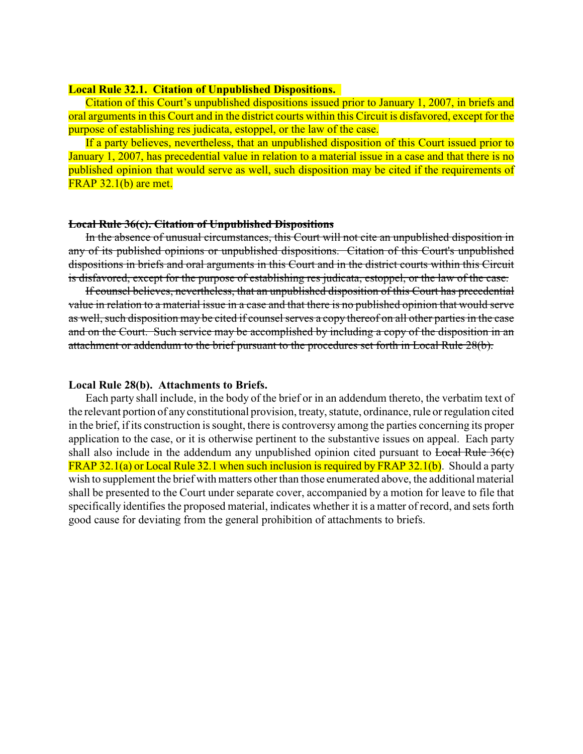**Local Rule 32.1. Citation of Unpublished Dispositions.**

Citation of this Court's unpublished dispositions issued prior to January 1, 2007, in briefs and oral arguments in this Court and in the district courts within this Circuit is disfavored, except for the purpose of establishing res judicata, estoppel, or the law of the case.

If a party believes, nevertheless, that an unpublished disposition of this Court issued prior to January 1, 2007, has precedential value in relation to a material issue in a case and that there is no published opinion that would serve as well, such disposition may be cited if the requirements of FRAP 32.1(b) are met.

~~**Local Rule 36(c). Citation of Unpublished Dispositions**~~

~~In the absence of unusual circumstances, this Court will not cite an unpublished disposition in any of its published opinions or unpublished dispositions. Citation of this Court's unpublished dispositions in briefs and oral arguments in this Court and in the district courts within this Circuit is disfavored, except for the purpose of establishing res judicata, estoppel, or the law of the case.~~

~~If counsel believes, nevertheless, that an unpublished disposition of this Court has precedential value in relation to a material issue in a case and that there is no published opinion that would serve as well, such disposition may be cited if counsel serves a copy thereof on all other parties in the case and on the Court. Such service may be accomplished by including a copy of the disposition in an attachment or addendum to the brief pursuant to the procedures set forth in Local Rule 28(b).~~

**Local Rule 28(b). Attachments to Briefs.**

Each party shall include, in the body of the brief or in an addendum thereto, the verbatim text of the relevant portion of any constitutional provision, treaty, statute, ordinance, rule or regulation cited in the brief, if its construction is sought, there is controversy among the parties concerning its proper application to the case, or it is otherwise pertinent to the substantive issues on appeal. Each party shall also include in the addendum any unpublished opinion cited pursuant to ~~Local Rule 36(c)~~ FRAP 32.1(a) or Local Rule 32.1 when such inclusion is required by FRAP 32.1(b). Should a party wish to supplement the brief with matters other than those enumerated above, the additional material shall be presented to the Court under separate cover, accompanied by a motion for leave to file that specifically identifies the proposed material, indicates whether it is a matter of record, and sets forth good cause for deviating from the general prohibition of attachments to briefs.